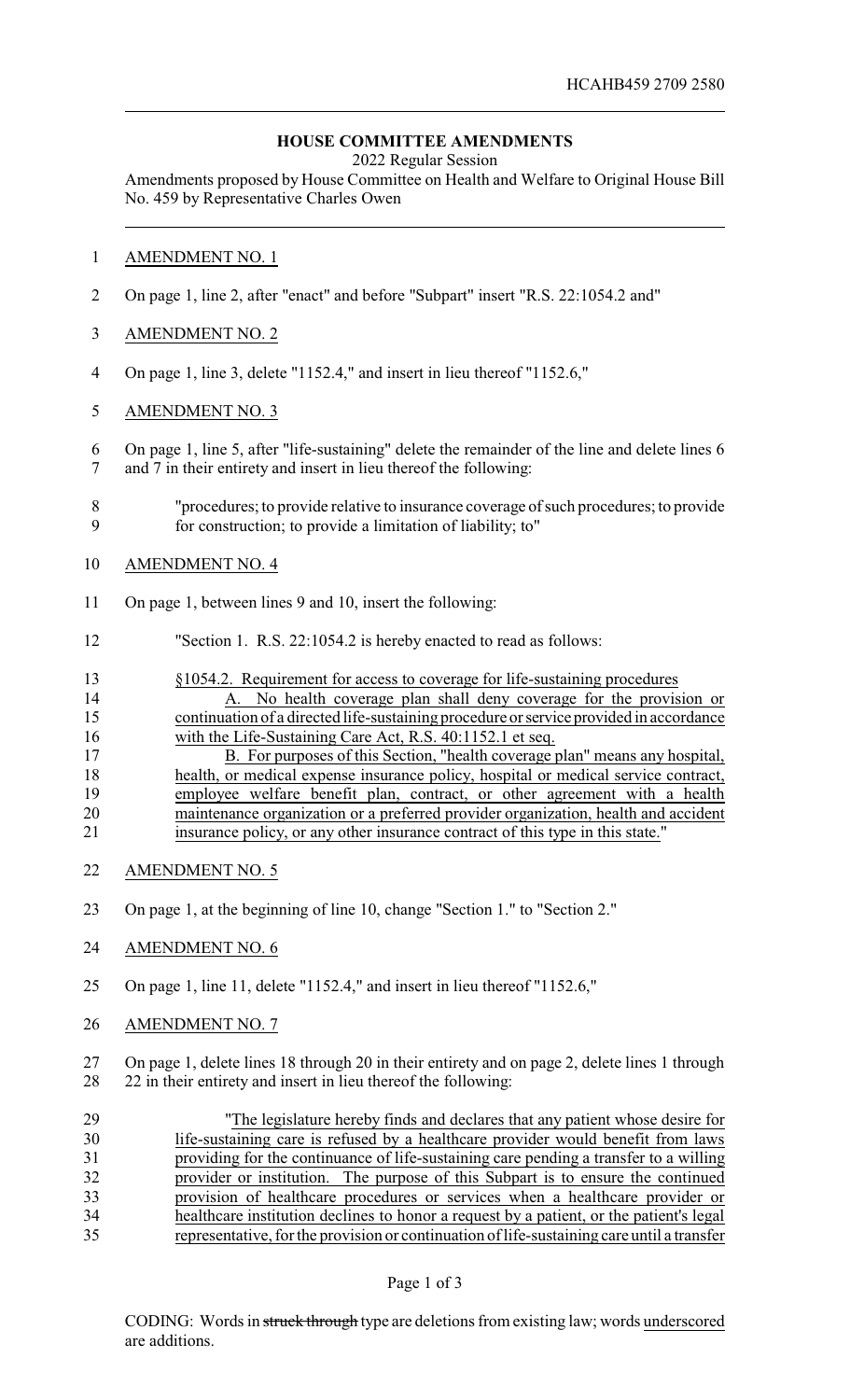HCAHB459 2709 2580

## HOUSE COMMITTEE AMENDMENTS

2022 Regular Session

Amendments proposed by House Committee on Health and Welfare to Original House Bill No. 459 by Representative Charles Owen

AMENDMENT NO. 1

On page 1, line 2, after "enact" and before "Subpart" insert "R.S. 22:1054.2 and"

AMENDMENT NO. 2

On page 1, line 3, delete "1152.4," and insert in lieu thereof "1152.6,"

AMENDMENT NO. 3

On page 1, line 5, after "life-sustaining" delete the remainder of the line and delete lines 6 and 7 in their entirety and insert in lieu thereof the following:

"procedures; to provide relative to insurance coverage of such procedures; to provide for construction; to provide a limitation of liability; to"

AMENDMENT NO. 4

On page 1, between lines 9 and 10, insert the following:

"Section 1. R.S. 22:1054.2 is hereby enacted to read as follows:

§1054.2. Requirement for access to coverage for life-sustaining procedures

A. No health coverage plan shall deny coverage for the provision or continuation of a directed life-sustaining procedure or service provided in accordance with the Life-Sustaining Care Act, R.S. 40:1152.1 et seq.

B. For purposes of this Section, "health coverage plan" means any hospital, health, or medical expense insurance policy, hospital or medical service contract, employee welfare benefit plan, contract, or other agreement with a health maintenance organization or a preferred provider organization, health and accident insurance policy, or any other insurance contract of this type in this state."

AMENDMENT NO. 5

On page 1, at the beginning of line 10, change "Section 1." to "Section 2."

AMENDMENT NO. 6

On page 1, line 11, delete "1152.4," and insert in lieu thereof "1152.6,"

AMENDMENT NO. 7

On page 1, delete lines 18 through 20 in their entirety and on page 2, delete lines 1 through 22 in their entirety and insert in lieu thereof the following:

"The legislature hereby finds and declares that any patient whose desire for life-sustaining care is refused by a healthcare provider would benefit from laws providing for the continuance of life-sustaining care pending a transfer to a willing provider or institution. The purpose of this Subpart is to ensure the continued provision of healthcare procedures or services when a healthcare provider or healthcare institution declines to honor a request by a patient, or the patient's legal representative, for the provision or continuation of life-sustaining care until a transfer

CODING: Words in ~~struck through~~ type are deletions from existing law; words underscored are additions.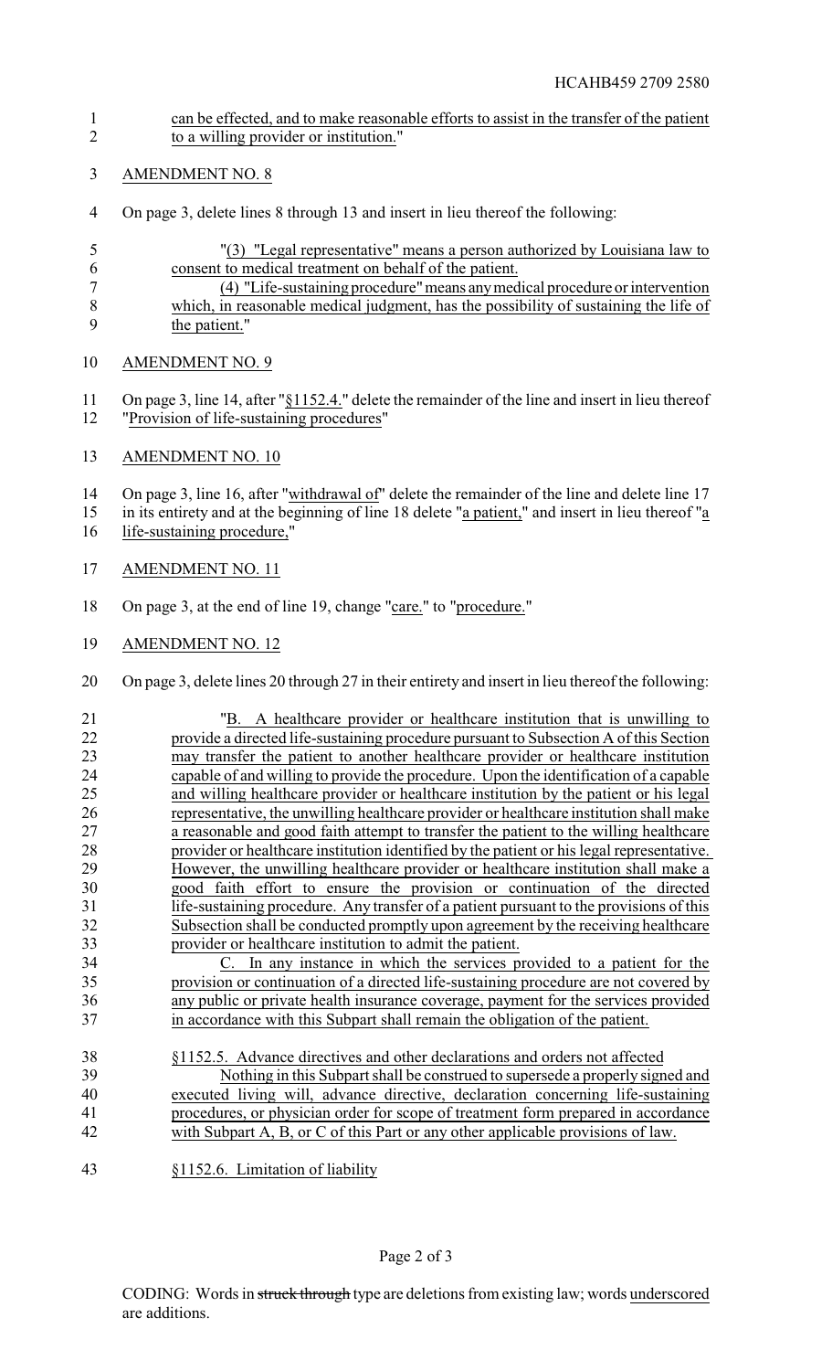can be effected, and to make reasonable efforts to assist in the transfer of the patient to a willing provider or institution."

AMENDMENT NO. 8

On page 3, delete lines 8 through 13 and insert in lieu thereof the following:

"(3) "Legal representative" means a person authorized by Louisiana law to consent to medical treatment on behalf of the patient.

(4) "Life-sustaining procedure" means any medical procedure or intervention which, in reasonable medical judgment, has the possibility of sustaining the life of the patient."

AMENDMENT NO. 9

On page 3, line 14, after "§1152.4." delete the remainder of the line and insert in lieu thereof "Provision of life-sustaining procedures"

AMENDMENT NO. 10

On page 3, line 16, after "withdrawal of" delete the remainder of the line and delete line 17 in its entirety and at the beginning of line 18 delete "a patient," and insert in lieu thereof "a life-sustaining procedure,"

AMENDMENT NO. 11

On page 3, at the end of line 19, change "care." to "procedure."

AMENDMENT NO. 12

On page 3, delete lines 20 through 27 in their entirety and insert in lieu thereof the following:

"B. A healthcare provider or healthcare institution that is unwilling to provide a directed life-sustaining procedure pursuant to Subsection A of this Section may transfer the patient to another healthcare provider or healthcare institution capable of and willing to provide the procedure. Upon the identification of a capable and willing healthcare provider or healthcare institution by the patient or his legal representative, the unwilling healthcare provider or healthcare institution shall make a reasonable and good faith attempt to transfer the patient to the willing healthcare provider or healthcare institution identified by the patient or his legal representative. However, the unwilling healthcare provider or healthcare institution shall make a good faith effort to ensure the provision or continuation of the directed life-sustaining procedure. Any transfer of a patient pursuant to the provisions of this Subsection shall be conducted promptly upon agreement by the receiving healthcare provider or healthcare institution to admit the patient.

C. In any instance in which the services provided to a patient for the provision or continuation of a directed life-sustaining procedure are not covered by any public or private health insurance coverage, payment for the services provided in accordance with this Subpart shall remain the obligation of the patient.

§1152.5. Advance directives and other declarations and orders not affected

Nothing in this Subpart shall be construed to supersede a properly signed and executed living will, advance directive, declaration concerning life-sustaining procedures, or physician order for scope of treatment form prepared in accordance with Subpart A, B, or C of this Part or any other applicable provisions of law.

§1152.6. Limitation of liability

CODING: Words in ~~struck through~~ type are deletions from existing law; words underscored are additions.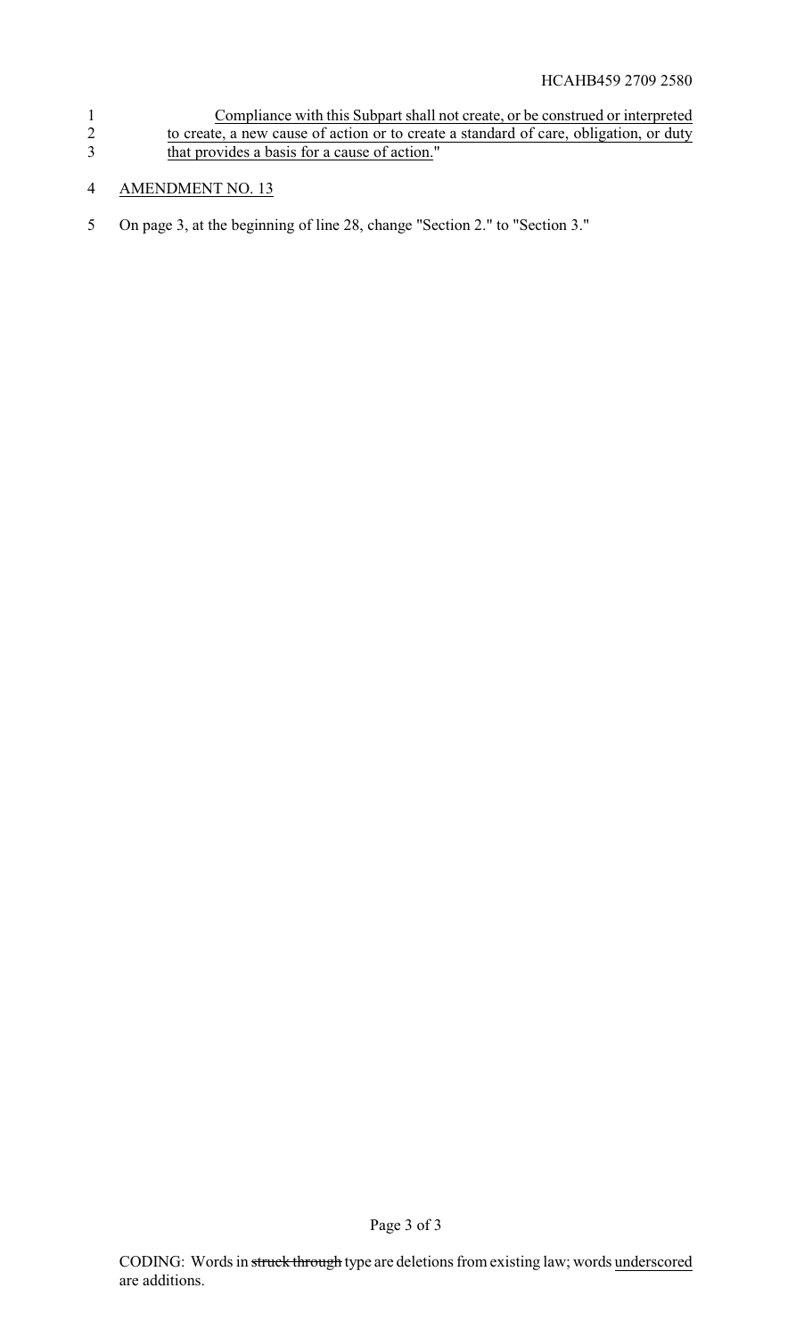Compliance with this Subpart shall not create, or be construed or interpreted to create, a new cause of action or to create a standard of care, obligation, or duty that provides a basis for a cause of action."

AMENDMENT NO. 13

On page 3, at the beginning of line 28, change "Section 2." to "Section 3."

CODING: Words in ~~struck through~~ type are deletions from existing law; words underscored are additions.